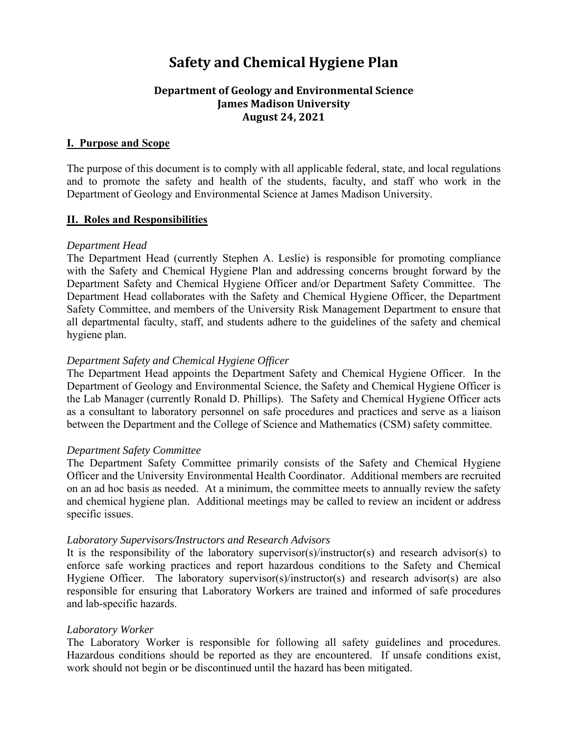# Safety and Chemical Hygiene Plan

**Department of Geology and Environmental Science**
**James Madison University**
**August 24, 2021**

## I. Purpose and Scope

The purpose of this document is to comply with all applicable federal, state, and local regulations and to promote the safety and health of the students, faculty, and staff who work in the Department of Geology and Environmental Science at James Madison University.

## II. Roles and Responsibilities

*Department Head*

The Department Head (currently Stephen A. Leslie) is responsible for promoting compliance with the Safety and Chemical Hygiene Plan and addressing concerns brought forward by the Department Safety and Chemical Hygiene Officer and/or Department Safety Committee. The Department Head collaborates with the Safety and Chemical Hygiene Officer, the Department Safety Committee, and members of the University Risk Management Department to ensure that all departmental faculty, staff, and students adhere to the guidelines of the safety and chemical hygiene plan.

*Department Safety and Chemical Hygiene Officer*

The Department Head appoints the Department Safety and Chemical Hygiene Officer. In the Department of Geology and Environmental Science, the Safety and Chemical Hygiene Officer is the Lab Manager (currently Ronald D. Phillips). The Safety and Chemical Hygiene Officer acts as a consultant to laboratory personnel on safe procedures and practices and serve as a liaison between the Department and the College of Science and Mathematics (CSM) safety committee.

*Department Safety Committee*

The Department Safety Committee primarily consists of the Safety and Chemical Hygiene Officer and the University Environmental Health Coordinator. Additional members are recruited on an ad hoc basis as needed. At a minimum, the committee meets to annually review the safety and chemical hygiene plan. Additional meetings may be called to review an incident or address specific issues.

*Laboratory Supervisors/Instructors and Research Advisors*

It is the responsibility of the laboratory supervisor(s)/instructor(s) and research advisor(s) to enforce safe working practices and report hazardous conditions to the Safety and Chemical Hygiene Officer. The laboratory supervisor(s)/instructor(s) and research advisor(s) are also responsible for ensuring that Laboratory Workers are trained and informed of safe procedures and lab-specific hazards.

*Laboratory Worker*

The Laboratory Worker is responsible for following all safety guidelines and procedures. Hazardous conditions should be reported as they are encountered. If unsafe conditions exist, work should not begin or be discontinued until the hazard has been mitigated.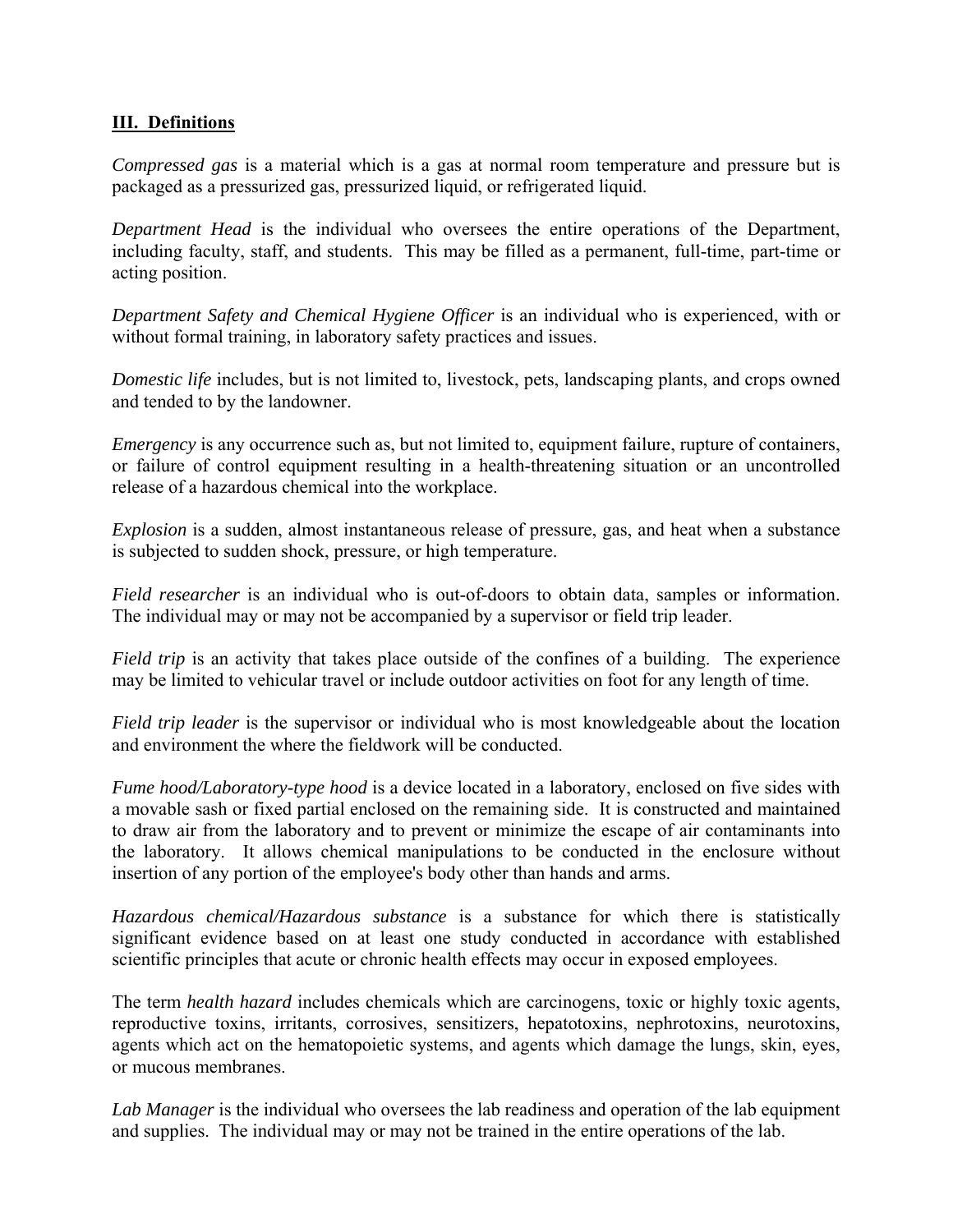## **III. Definitions**

*Compressed gas* is a material which is a gas at normal room temperature and pressure but is packaged as a pressurized gas, pressurized liquid, or refrigerated liquid.

*Department Head* is the individual who oversees the entire operations of the Department, including faculty, staff, and students. This may be filled as a permanent, full-time, part-time or acting position.

*Department Safety and Chemical Hygiene Officer* is an individual who is experienced, with or without formal training, in laboratory safety practices and issues.

*Domestic life* includes, but is not limited to, livestock, pets, landscaping plants, and crops owned and tended to by the landowner.

*Emergency* is any occurrence such as, but not limited to, equipment failure, rupture of containers, or failure of control equipment resulting in a health-threatening situation or an uncontrolled release of a hazardous chemical into the workplace.

*Explosion* is a sudden, almost instantaneous release of pressure, gas, and heat when a substance is subjected to sudden shock, pressure, or high temperature.

*Field researcher* is an individual who is out-of-doors to obtain data, samples or information. The individual may or may not be accompanied by a supervisor or field trip leader.

*Field trip* is an activity that takes place outside of the confines of a building. The experience may be limited to vehicular travel or include outdoor activities on foot for any length of time.

*Field trip leader* is the supervisor or individual who is most knowledgeable about the location and environment the where the fieldwork will be conducted.

*Fume hood/Laboratory-type hood* is a device located in a laboratory, enclosed on five sides with a movable sash or fixed partial enclosed on the remaining side. It is constructed and maintained to draw air from the laboratory and to prevent or minimize the escape of air contaminants into the laboratory. It allows chemical manipulations to be conducted in the enclosure without insertion of any portion of the employee's body other than hands and arms.

*Hazardous chemical/Hazardous substance* is a substance for which there is statistically significant evidence based on at least one study conducted in accordance with established scientific principles that acute or chronic health effects may occur in exposed employees.

The term *health hazard* includes chemicals which are carcinogens, toxic or highly toxic agents, reproductive toxins, irritants, corrosives, sensitizers, hepatotoxins, nephrotoxins, neurotoxins, agents which act on the hematopoietic systems, and agents which damage the lungs, skin, eyes, or mucous membranes.

*Lab Manager* is the individual who oversees the lab readiness and operation of the lab equipment and supplies. The individual may or may not be trained in the entire operations of the lab.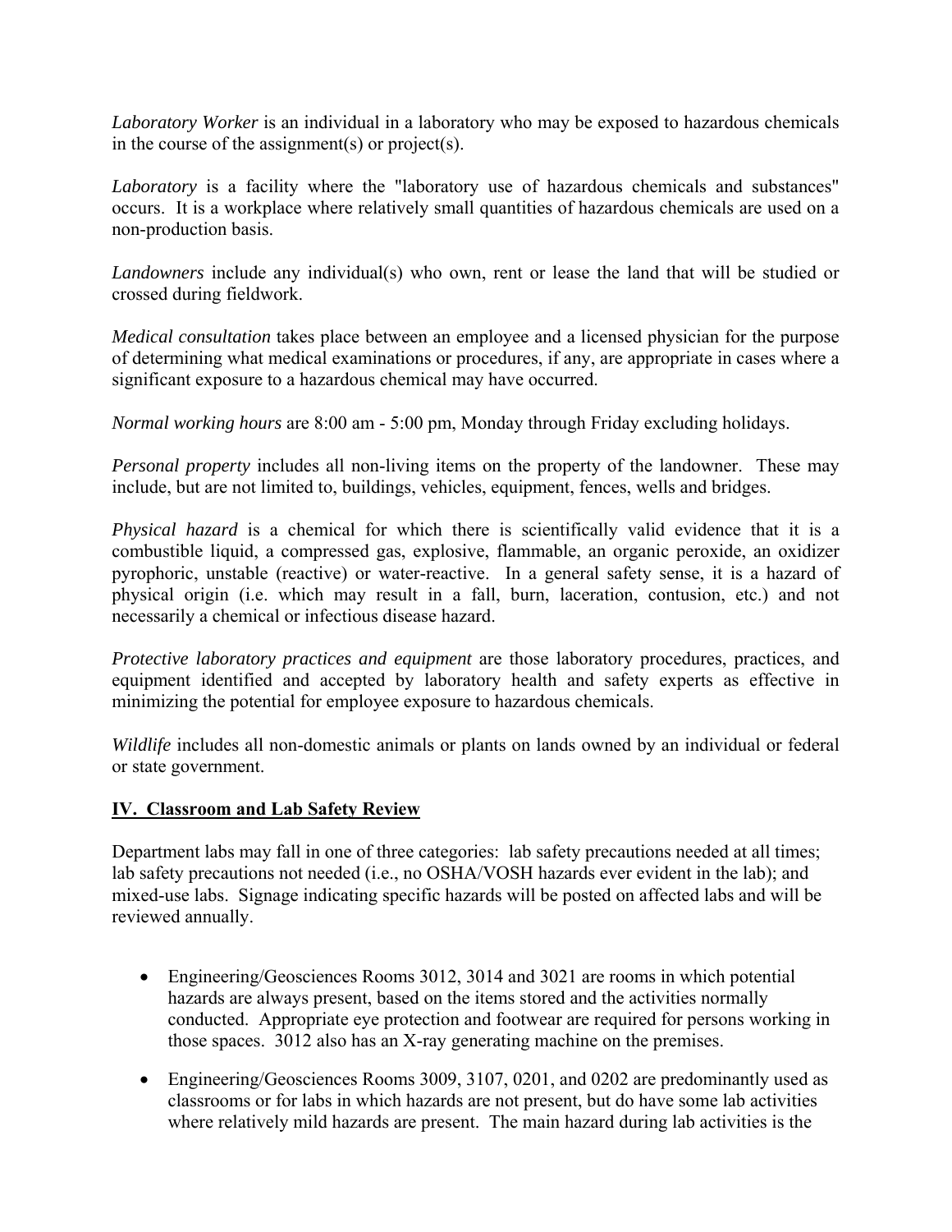*Laboratory Worker* is an individual in a laboratory who may be exposed to hazardous chemicals in the course of the assignment(s) or project(s).

*Laboratory* is a facility where the "laboratory use of hazardous chemicals and substances" occurs. It is a workplace where relatively small quantities of hazardous chemicals are used on a non-production basis.

*Landowners* include any individual(s) who own, rent or lease the land that will be studied or crossed during fieldwork.

*Medical consultation* takes place between an employee and a licensed physician for the purpose of determining what medical examinations or procedures, if any, are appropriate in cases where a significant exposure to a hazardous chemical may have occurred.

*Normal working hours* are 8:00 am - 5:00 pm, Monday through Friday excluding holidays.

*Personal property* includes all non-living items on the property of the landowner. These may include, but are not limited to, buildings, vehicles, equipment, fences, wells and bridges.

*Physical hazard* is a chemical for which there is scientifically valid evidence that it is a combustible liquid, a compressed gas, explosive, flammable, an organic peroxide, an oxidizer pyrophoric, unstable (reactive) or water-reactive. In a general safety sense, it is a hazard of physical origin (i.e. which may result in a fall, burn, laceration, contusion, etc.) and not necessarily a chemical or infectious disease hazard.

*Protective laboratory practices and equipment* are those laboratory procedures, practices, and equipment identified and accepted by laboratory health and safety experts as effective in minimizing the potential for employee exposure to hazardous chemicals.

*Wildlife* includes all non-domestic animals or plants on lands owned by an individual or federal or state government.

## IV. Classroom and Lab Safety Review

Department labs may fall in one of three categories: lab safety precautions needed at all times; lab safety precautions not needed (i.e., no OSHA/VOSH hazards ever evident in the lab); and mixed-use labs. Signage indicating specific hazards will be posted on affected labs and will be reviewed annually.

- Engineering/Geosciences Rooms 3012, 3014 and 3021 are rooms in which potential hazards are always present, based on the items stored and the activities normally conducted. Appropriate eye protection and footwear are required for persons working in those spaces. 3012 also has an X-ray generating machine on the premises.
- Engineering/Geosciences Rooms 3009, 3107, 0201, and 0202 are predominantly used as classrooms or for labs in which hazards are not present, but do have some lab activities where relatively mild hazards are present. The main hazard during lab activities is the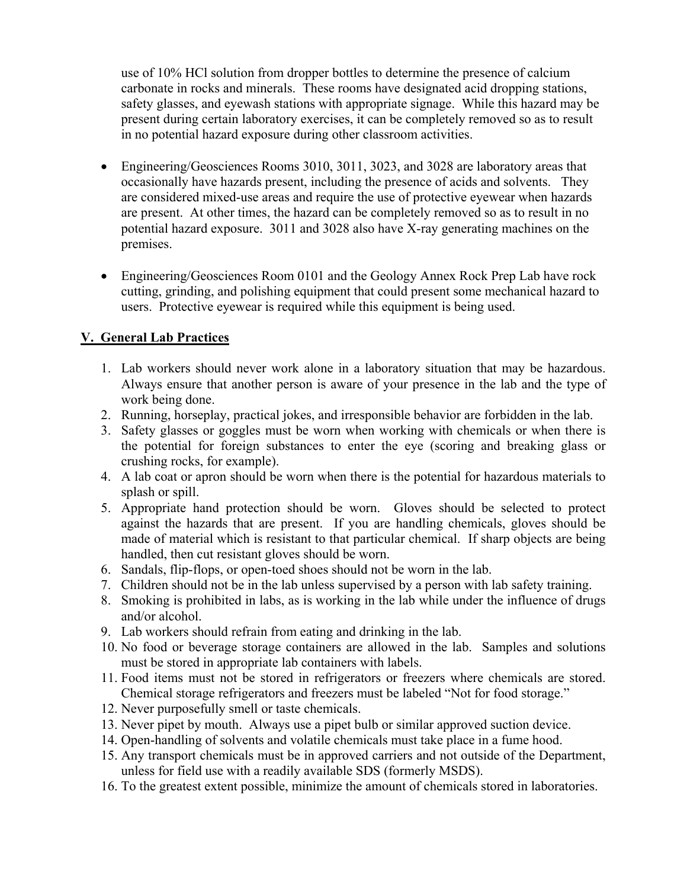use of 10% HCl solution from dropper bottles to determine the presence of calcium carbonate in rocks and minerals. These rooms have designated acid dropping stations, safety glasses, and eyewash stations with appropriate signage. While this hazard may be present during certain laboratory exercises, it can be completely removed so as to result in no potential hazard exposure during other classroom activities.

- Engineering/Geosciences Rooms 3010, 3011, 3023, and 3028 are laboratory areas that occasionally have hazards present, including the presence of acids and solvents. They are considered mixed-use areas and require the use of protective eyewear when hazards are present. At other times, the hazard can be completely removed so as to result in no potential hazard exposure. 3011 and 3028 also have X-ray generating machines on the premises.

- Engineering/Geosciences Room 0101 and the Geology Annex Rock Prep Lab have rock cutting, grinding, and polishing equipment that could present some mechanical hazard to users. Protective eyewear is required while this equipment is being used.

## V. General Lab Practices

1. Lab workers should never work alone in a laboratory situation that may be hazardous. Always ensure that another person is aware of your presence in the lab and the type of work being done.
2. Running, horseplay, practical jokes, and irresponsible behavior are forbidden in the lab.
3. Safety glasses or goggles must be worn when working with chemicals or when there is the potential for foreign substances to enter the eye (scoring and breaking glass or crushing rocks, for example).
4. A lab coat or apron should be worn when there is the potential for hazardous materials to splash or spill.
5. Appropriate hand protection should be worn. Gloves should be selected to protect against the hazards that are present. If you are handling chemicals, gloves should be made of material which is resistant to that particular chemical. If sharp objects are being handled, then cut resistant gloves should be worn.
6. Sandals, flip-flops, or open-toed shoes should not be worn in the lab.
7. Children should not be in the lab unless supervised by a person with lab safety training.
8. Smoking is prohibited in labs, as is working in the lab while under the influence of drugs and/or alcohol.
9. Lab workers should refrain from eating and drinking in the lab.
10. No food or beverage storage containers are allowed in the lab. Samples and solutions must be stored in appropriate lab containers with labels.
11. Food items must not be stored in refrigerators or freezers where chemicals are stored. Chemical storage refrigerators and freezers must be labeled "Not for food storage."
12. Never purposefully smell or taste chemicals.
13. Never pipet by mouth. Always use a pipet bulb or similar approved suction device.
14. Open-handling of solvents and volatile chemicals must take place in a fume hood.
15. Any transport chemicals must be in approved carriers and not outside of the Department, unless for field use with a readily available SDS (formerly MSDS).
16. To the greatest extent possible, minimize the amount of chemicals stored in laboratories.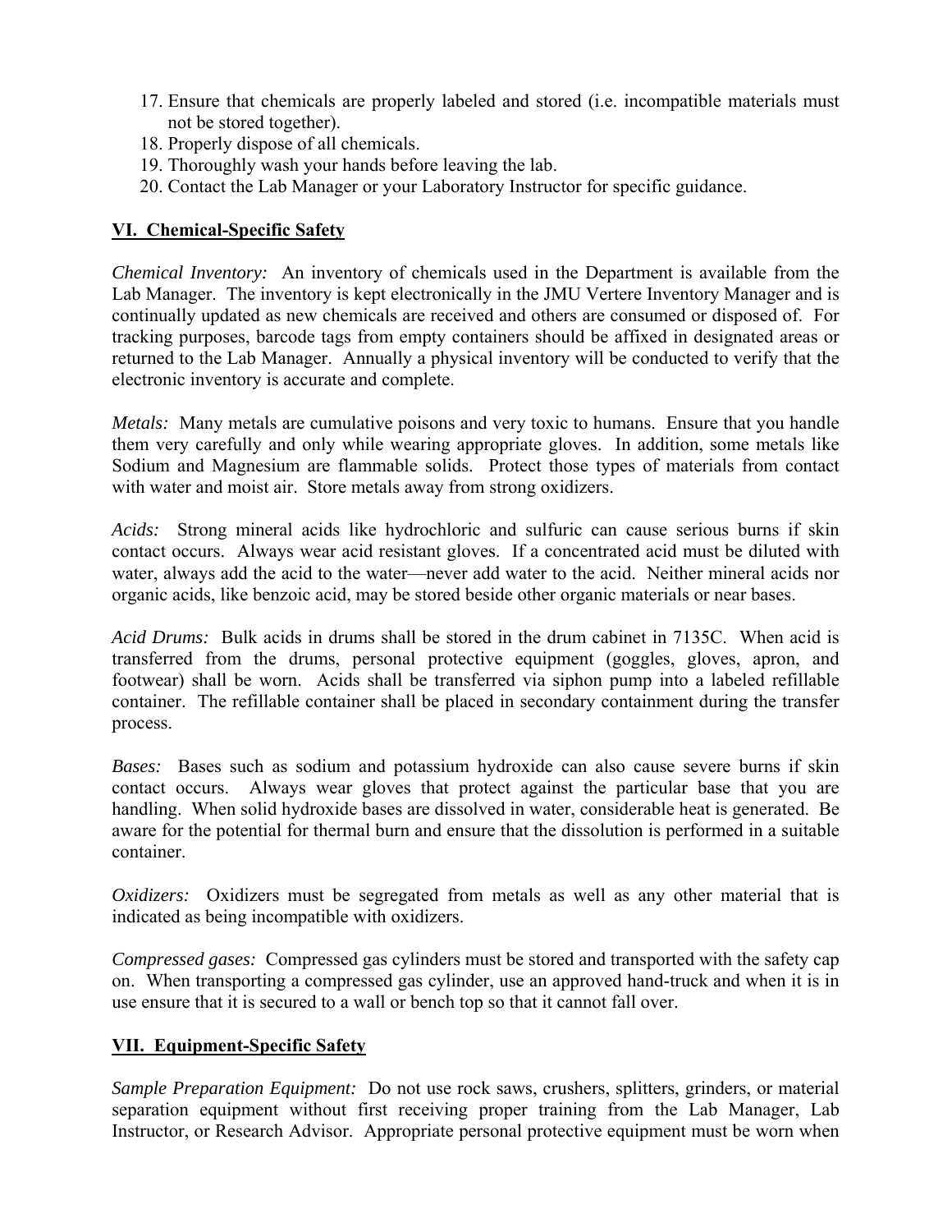17. Ensure that chemicals are properly labeled and stored (i.e. incompatible materials must not be stored together).
18. Properly dispose of all chemicals.
19. Thoroughly wash your hands before leaving the lab.
20. Contact the Lab Manager or your Laboratory Instructor for specific guidance.

## VI. Chemical-Specific Safety

*Chemical Inventory:* An inventory of chemicals used in the Department is available from the Lab Manager. The inventory is kept electronically in the JMU Vertere Inventory Manager and is continually updated as new chemicals are received and others are consumed or disposed of. For tracking purposes, barcode tags from empty containers should be affixed in designated areas or returned to the Lab Manager. Annually a physical inventory will be conducted to verify that the electronic inventory is accurate and complete.

*Metals:* Many metals are cumulative poisons and very toxic to humans. Ensure that you handle them very carefully and only while wearing appropriate gloves. In addition, some metals like Sodium and Magnesium are flammable solids. Protect those types of materials from contact with water and moist air. Store metals away from strong oxidizers.

*Acids:* Strong mineral acids like hydrochloric and sulfuric can cause serious burns if skin contact occurs. Always wear acid resistant gloves. If a concentrated acid must be diluted with water, always add the acid to the water—never add water to the acid. Neither mineral acids nor organic acids, like benzoic acid, may be stored beside other organic materials or near bases.

*Acid Drums:* Bulk acids in drums shall be stored in the drum cabinet in 7135C. When acid is transferred from the drums, personal protective equipment (goggles, gloves, apron, and footwear) shall be worn. Acids shall be transferred via siphon pump into a labeled refillable container. The refillable container shall be placed in secondary containment during the transfer process.

*Bases:* Bases such as sodium and potassium hydroxide can also cause severe burns if skin contact occurs. Always wear gloves that protect against the particular base that you are handling. When solid hydroxide bases are dissolved in water, considerable heat is generated. Be aware for the potential for thermal burn and ensure that the dissolution is performed in a suitable container.

*Oxidizers:* Oxidizers must be segregated from metals as well as any other material that is indicated as being incompatible with oxidizers.

*Compressed gases:* Compressed gas cylinders must be stored and transported with the safety cap on. When transporting a compressed gas cylinder, use an approved hand-truck and when it is in use ensure that it is secured to a wall or bench top so that it cannot fall over.

## VII. Equipment-Specific Safety

*Sample Preparation Equipment:* Do not use rock saws, crushers, splitters, grinders, or material separation equipment without first receiving proper training from the Lab Manager, Lab Instructor, or Research Advisor. Appropriate personal protective equipment must be worn when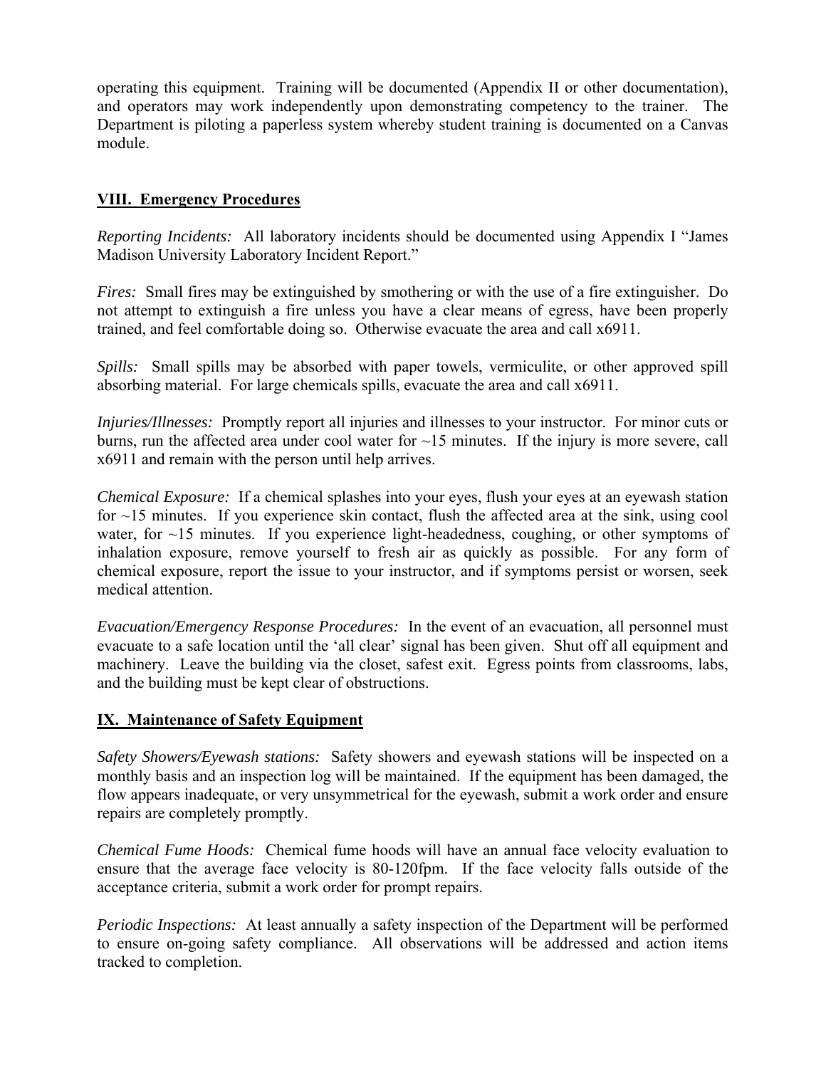operating this equipment. Training will be documented (Appendix II or other documentation), and operators may work independently upon demonstrating competency to the trainer. The Department is piloting a paperless system whereby student training is documented on a Canvas module.

## VIII. Emergency Procedures

*Reporting Incidents:* All laboratory incidents should be documented using Appendix I "James Madison University Laboratory Incident Report."

*Fires:* Small fires may be extinguished by smothering or with the use of a fire extinguisher. Do not attempt to extinguish a fire unless you have a clear means of egress, have been properly trained, and feel comfortable doing so. Otherwise evacuate the area and call x6911.

*Spills:* Small spills may be absorbed with paper towels, vermiculite, or other approved spill absorbing material. For large chemicals spills, evacuate the area and call x6911.

*Injuries/Illnesses:* Promptly report all injuries and illnesses to your instructor. For minor cuts or burns, run the affected area under cool water for ~15 minutes. If the injury is more severe, call x6911 and remain with the person until help arrives.

*Chemical Exposure:* If a chemical splashes into your eyes, flush your eyes at an eyewash station for ~15 minutes. If you experience skin contact, flush the affected area at the sink, using cool water, for ~15 minutes. If you experience light-headedness, coughing, or other symptoms of inhalation exposure, remove yourself to fresh air as quickly as possible. For any form of chemical exposure, report the issue to your instructor, and if symptoms persist or worsen, seek medical attention.

*Evacuation/Emergency Response Procedures:* In the event of an evacuation, all personnel must evacuate to a safe location until the 'all clear' signal has been given. Shut off all equipment and machinery. Leave the building via the closet, safest exit. Egress points from classrooms, labs, and the building must be kept clear of obstructions.

## IX. Maintenance of Safety Equipment

*Safety Showers/Eyewash stations:* Safety showers and eyewash stations will be inspected on a monthly basis and an inspection log will be maintained. If the equipment has been damaged, the flow appears inadequate, or very unsymmetrical for the eyewash, submit a work order and ensure repairs are completely promptly.

*Chemical Fume Hoods:* Chemical fume hoods will have an annual face velocity evaluation to ensure that the average face velocity is 80-120fpm. If the face velocity falls outside of the acceptance criteria, submit a work order for prompt repairs.

*Periodic Inspections:* At least annually a safety inspection of the Department will be performed to ensure on-going safety compliance. All observations will be addressed and action items tracked to completion.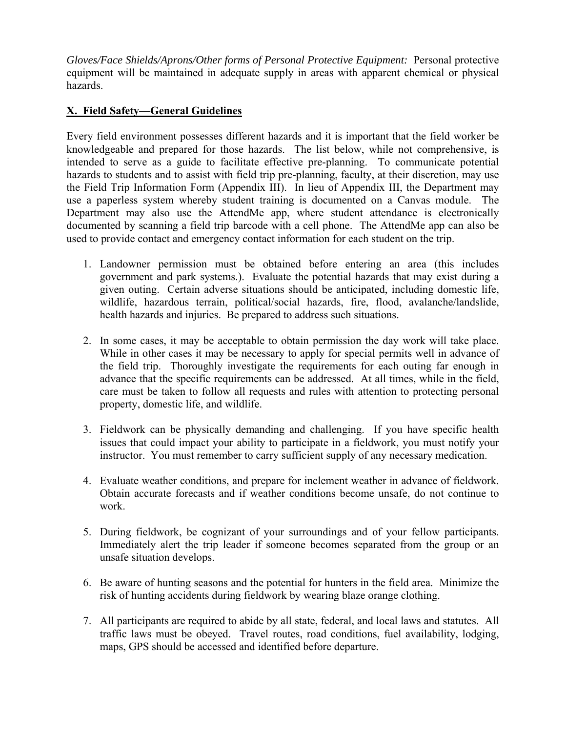*Gloves/Face Shields/Aprons/Other forms of Personal Protective Equipment:* Personal protective equipment will be maintained in adequate supply in areas with apparent chemical or physical hazards.

## X. Field Safety—General Guidelines

Every field environment possesses different hazards and it is important that the field worker be knowledgeable and prepared for those hazards. The list below, while not comprehensive, is intended to serve as a guide to facilitate effective pre-planning. To communicate potential hazards to students and to assist with field trip pre-planning, faculty, at their discretion, may use the Field Trip Information Form (Appendix III). In lieu of Appendix III, the Department may use a paperless system whereby student training is documented on a Canvas module. The Department may also use the AttendMe app, where student attendance is electronically documented by scanning a field trip barcode with a cell phone. The AttendMe app can also be used to provide contact and emergency contact information for each student on the trip.

1. Landowner permission must be obtained before entering an area (this includes government and park systems.). Evaluate the potential hazards that may exist during a given outing. Certain adverse situations should be anticipated, including domestic life, wildlife, hazardous terrain, political/social hazards, fire, flood, avalanche/landslide, health hazards and injuries. Be prepared to address such situations.

2. In some cases, it may be acceptable to obtain permission the day work will take place. While in other cases it may be necessary to apply for special permits well in advance of the field trip. Thoroughly investigate the requirements for each outing far enough in advance that the specific requirements can be addressed. At all times, while in the field, care must be taken to follow all requests and rules with attention to protecting personal property, domestic life, and wildlife.

3. Fieldwork can be physically demanding and challenging. If you have specific health issues that could impact your ability to participate in a fieldwork, you must notify your instructor. You must remember to carry sufficient supply of any necessary medication.

4. Evaluate weather conditions, and prepare for inclement weather in advance of fieldwork. Obtain accurate forecasts and if weather conditions become unsafe, do not continue to work.

5. During fieldwork, be cognizant of your surroundings and of your fellow participants. Immediately alert the trip leader if someone becomes separated from the group or an unsafe situation develops.

6. Be aware of hunting seasons and the potential for hunters in the field area. Minimize the risk of hunting accidents during fieldwork by wearing blaze orange clothing.

7. All participants are required to abide by all state, federal, and local laws and statutes. All traffic laws must be obeyed. Travel routes, road conditions, fuel availability, lodging, maps, GPS should be accessed and identified before departure.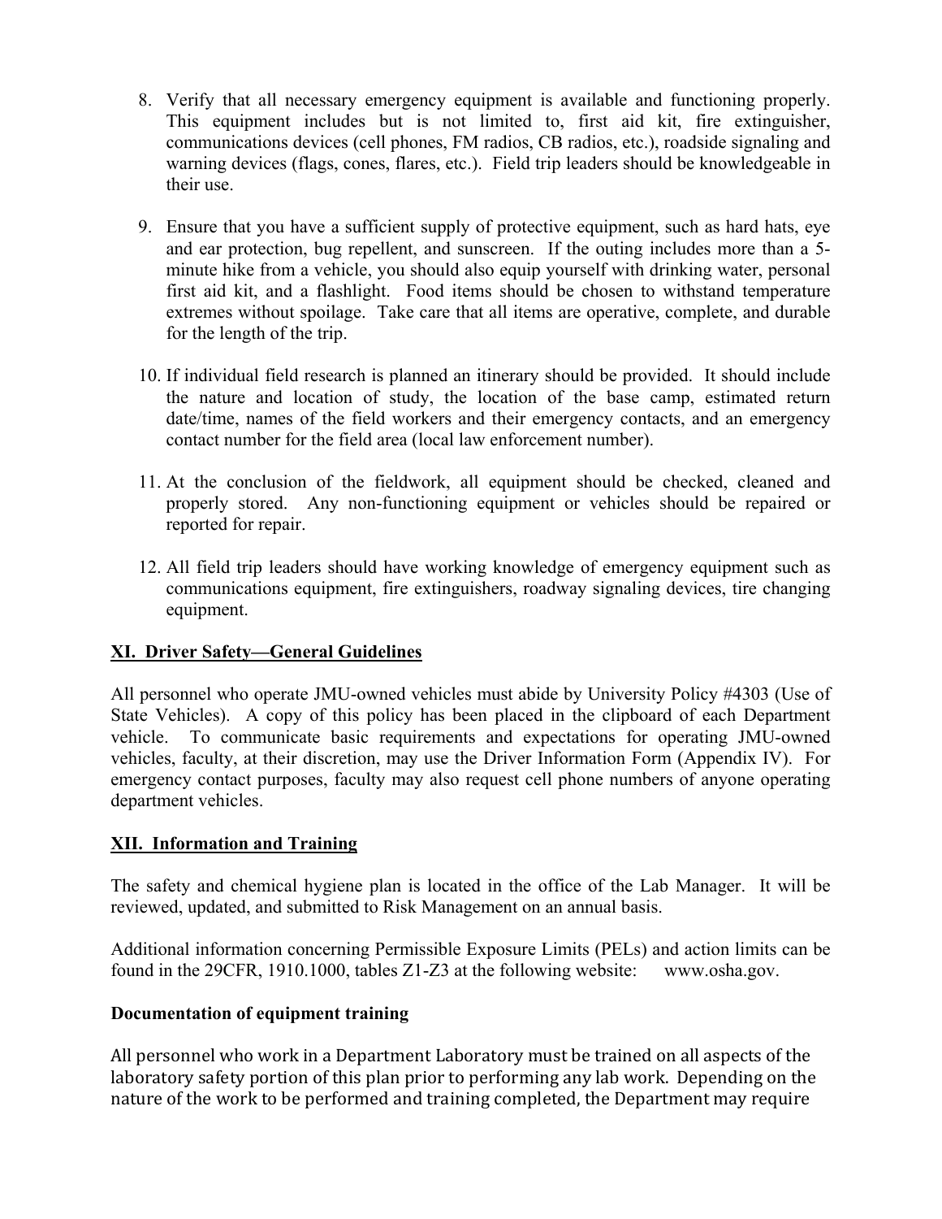8. Verify that all necessary emergency equipment is available and functioning properly. This equipment includes but is not limited to, first aid kit, fire extinguisher, communications devices (cell phones, FM radios, CB radios, etc.), roadside signaling and warning devices (flags, cones, flares, etc.). Field trip leaders should be knowledgeable in their use.

9. Ensure that you have a sufficient supply of protective equipment, such as hard hats, eye and ear protection, bug repellent, and sunscreen. If the outing includes more than a 5-minute hike from a vehicle, you should also equip yourself with drinking water, personal first aid kit, and a flashlight. Food items should be chosen to withstand temperature extremes without spoilage. Take care that all items are operative, complete, and durable for the length of the trip.

10. If individual field research is planned an itinerary should be provided. It should include the nature and location of study, the location of the base camp, estimated return date/time, names of the field workers and their emergency contacts, and an emergency contact number for the field area (local law enforcement number).

11. At the conclusion of the fieldwork, all equipment should be checked, cleaned and properly stored. Any non-functioning equipment or vehicles should be repaired or reported for repair.

12. All field trip leaders should have working knowledge of emergency equipment such as communications equipment, fire extinguishers, roadway signaling devices, tire changing equipment.

## XI. Driver Safety—General Guidelines

All personnel who operate JMU-owned vehicles must abide by University Policy #4303 (Use of State Vehicles). A copy of this policy has been placed in the clipboard of each Department vehicle. To communicate basic requirements and expectations for operating JMU-owned vehicles, faculty, at their discretion, may use the Driver Information Form (Appendix IV). For emergency contact purposes, faculty may also request cell phone numbers of anyone operating department vehicles.

## XII. Information and Training

The safety and chemical hygiene plan is located in the office of the Lab Manager. It will be reviewed, updated, and submitted to Risk Management on an annual basis.

Additional information concerning Permissible Exposure Limits (PELs) and action limits can be found in the 29CFR, 1910.1000, tables Z1-Z3 at the following website: www.osha.gov.

### Documentation of equipment training

All personnel who work in a Department Laboratory must be trained on all aspects of the laboratory safety portion of this plan prior to performing any lab work. Depending on the nature of the work to be performed and training completed, the Department may require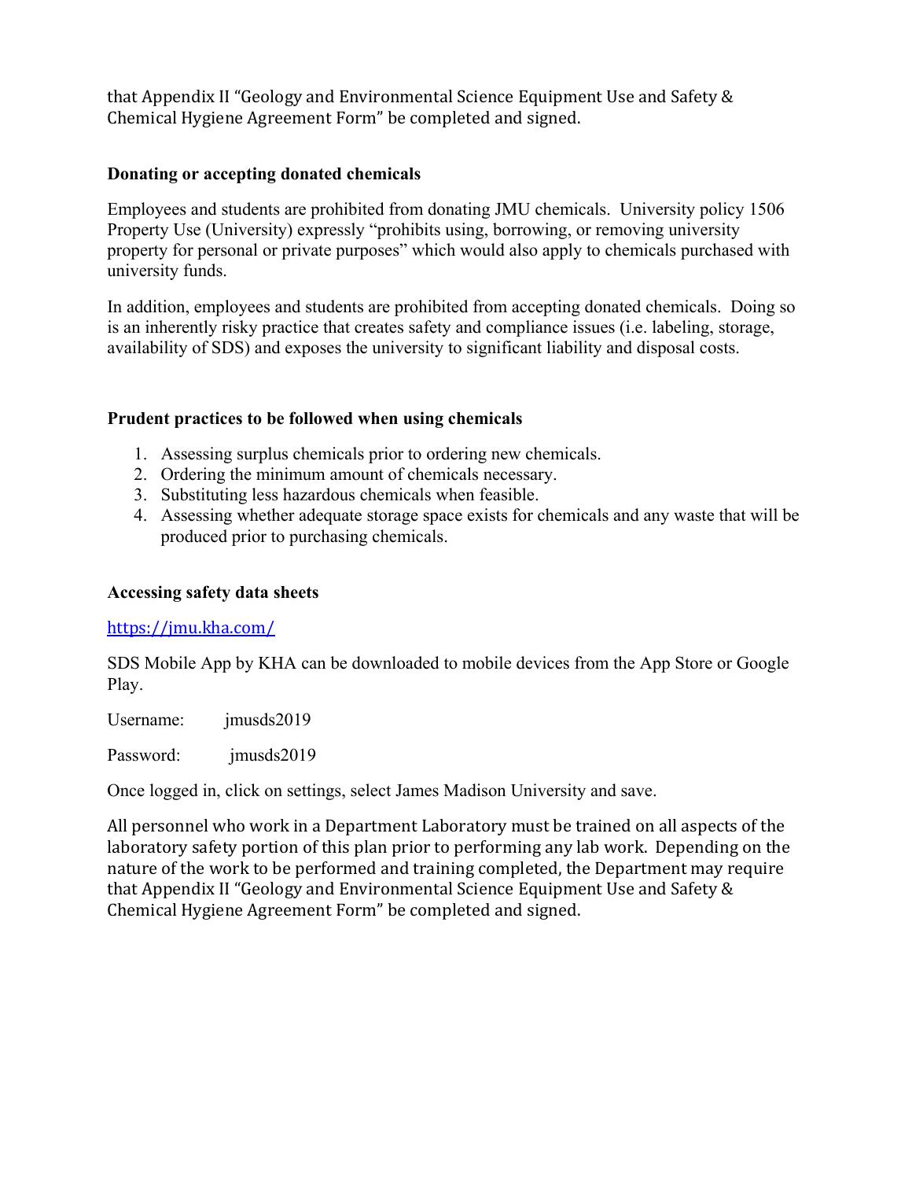that Appendix II "Geology and Environmental Science Equipment Use and Safety & Chemical Hygiene Agreement Form" be completed and signed.

### Donating or accepting donated chemicals

Employees and students are prohibited from donating JMU chemicals. University policy 1506 Property Use (University) expressly "prohibits using, borrowing, or removing university property for personal or private purposes" which would also apply to chemicals purchased with university funds.

In addition, employees and students are prohibited from accepting donated chemicals. Doing so is an inherently risky practice that creates safety and compliance issues (i.e. labeling, storage, availability of SDS) and exposes the university to significant liability and disposal costs.

### Prudent practices to be followed when using chemicals

1. Assessing surplus chemicals prior to ordering new chemicals.
2. Ordering the minimum amount of chemicals necessary.
3. Substituting less hazardous chemicals when feasible.
4. Assessing whether adequate storage space exists for chemicals and any waste that will be produced prior to purchasing chemicals.

### Accessing safety data sheets

https://jmu.kha.com/

SDS Mobile App by KHA can be downloaded to mobile devices from the App Store or Google Play.

Username: jmusds2019

Password: jmusds2019

Once logged in, click on settings, select James Madison University and save.

All personnel who work in a Department Laboratory must be trained on all aspects of the laboratory safety portion of this plan prior to performing any lab work. Depending on the nature of the work to be performed and training completed, the Department may require that Appendix II "Geology and Environmental Science Equipment Use and Safety & Chemical Hygiene Agreement Form" be completed and signed.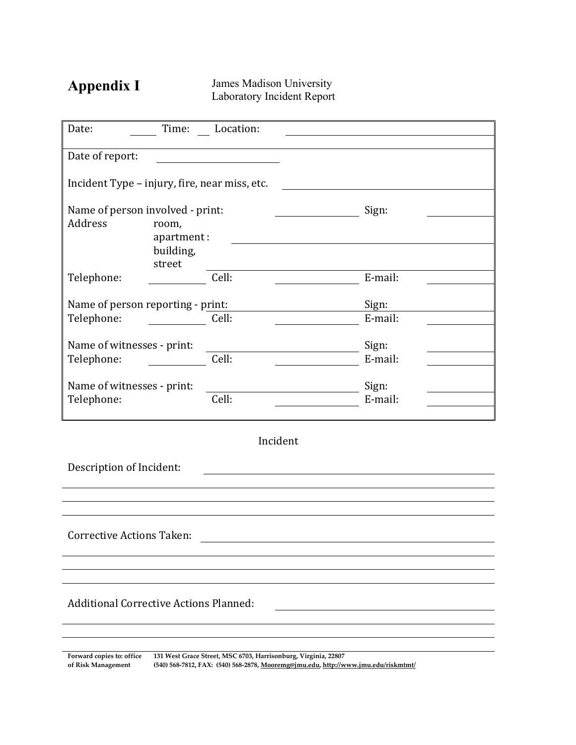# Appendix I

James Madison University
Laboratory Incident Report

Date: ______ Time: ___ Location: ______________________________

Date of report: ______________________

Incident Type – injury, fire, near miss, etc. ______________________________

Name of person involved - print: ______________ Sign: ____________

Address room, apartment : building, street ______________________________

Telephone: __________ Cell: ______________ E-mail: ____________

Name of person reporting - print: ______________ Sign: ____________

Telephone: __________ Cell: ______________ E-mail: ____________

Name of witnesses - print: ______________ Sign: ____________

Telephone: __________ Cell: ______________ E-mail: ____________

Name of witnesses - print: ______________ Sign: ____________

Telephone: __________ Cell: ______________ E-mail: ____________

Incident

Description of Incident: ______________________________

______________________________

______________________________

______________________________

Corrective Actions Taken: ______________________________

______________________________

______________________________

______________________________

Additional Corrective Actions Planned: ______________________________

______________________________

______________________________

**Forward copies to: office of Risk Management** **131 West Grace Street, MSC 6703, Harrisonburg, Virginia, 22807**
**(540) 568-7812, FAX: (540) 568-2878, Mooremg@jmu.edu, http://www.jmu.edu/riskmtmt/**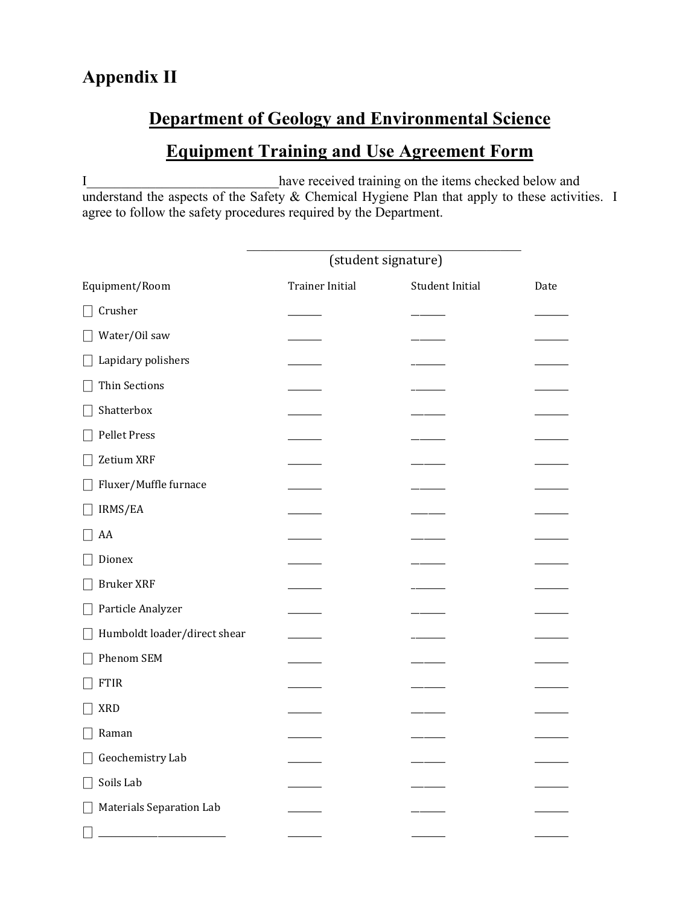# Appendix II

## Department of Geology and Environmental Science

## Equipment Training and Use Agreement Form

I______________________________have received training on the items checked below and understand the aspects of the Safety & Chemical Hygiene Plan that apply to these activities. I agree to follow the safety procedures required by the Department.

____________________________________________
(student signature)

| Equipment/Room | Trainer Initial | Student Initial | Date |
|---|---|---|---|
| ☐ Crusher | _______ | _______ | _______ |
| ☐ Water/Oil saw | _______ | _______ | _______ |
| ☐ Lapidary polishers | _______ | _______ | _______ |
| ☐ Thin Sections | _______ | _______ | _______ |
| ☐ Shatterbox | _______ | _______ | _______ |
| ☐ Pellet Press | _______ | _______ | _______ |
| ☐ Zetium XRF | _______ | _______ | _______ |
| ☐ Fluxer/Muffle furnace | _______ | _______ | _______ |
| ☐ IRMS/EA | _______ | _______ | _______ |
| ☐ AA | _______ | _______ | _______ |
| ☐ Dionex | _______ | _______ | _______ |
| ☐ Bruker XRF | _______ | _______ | _______ |
| ☐ Particle Analyzer | _______ | _______ | _______ |
| ☐ Humboldt loader/direct shear | _______ | _______ | _______ |
| ☐ Phenom SEM | _______ | _______ | _______ |
| ☐ FTIR | _______ | _______ | _______ |
| ☐ XRD | _______ | _______ | _______ |
| ☐ Raman | _______ | _______ | _______ |
| ☐ Geochemistry Lab | _______ | _______ | _______ |
| ☐ Soils Lab | _______ | _______ | _______ |
| ☐ Materials Separation Lab | _______ | _______ | _______ |
| ☐ ______________________ | _______ | _______ | _______ |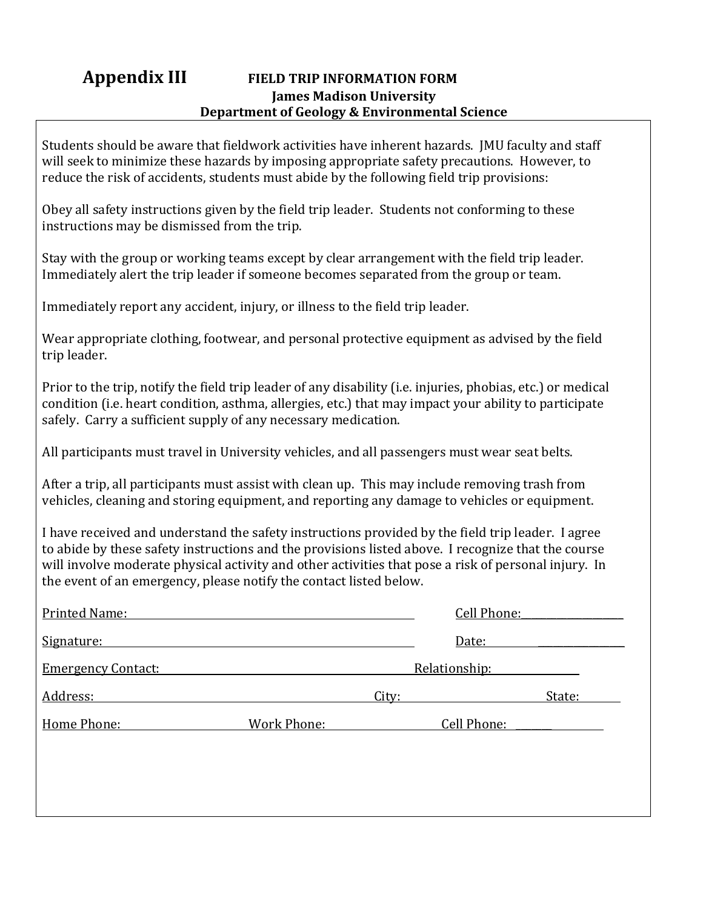**Appendix III** **FIELD TRIP INFORMATION FORM**

**James Madison University**

**Department of Geology & Environmental Science**

Students should be aware that fieldwork activities have inherent hazards. JMU faculty and staff will seek to minimize these hazards by imposing appropriate safety precautions. However, to reduce the risk of accidents, students must abide by the following field trip provisions:

Obey all safety instructions given by the field trip leader. Students not conforming to these instructions may be dismissed from the trip.

Stay with the group or working teams except by clear arrangement with the field trip leader. Immediately alert the trip leader if someone becomes separated from the group or team.

Immediately report any accident, injury, or illness to the field trip leader.

Wear appropriate clothing, footwear, and personal protective equipment as advised by the field trip leader.

Prior to the trip, notify the field trip leader of any disability (i.e. injuries, phobias, etc.) or medical condition (i.e. heart condition, asthma, allergies, etc.) that may impact your ability to participate safely. Carry a sufficient supply of any necessary medication.

All participants must travel in University vehicles, and all passengers must wear seat belts.

After a trip, all participants must assist with clean up. This may include removing trash from vehicles, cleaning and storing equipment, and reporting any damage to vehicles or equipment.

I have received and understand the safety instructions provided by the field trip leader. I agree to abide by these safety instructions and the provisions listed above. I recognize that the course will involve moderate physical activity and other activities that pose a risk of personal injury. In the event of an emergency, please notify the contact listed below.

Printed Name: ______________________________ Cell Phone: ____________

Signature: ______________________________ Date: ____________

Emergency Contact: ______________________________ Relationship: ____________

Address: ______________________________ City: ____________ State: ______

Home Phone: ____________ Work Phone: ____________ Cell Phone: ____________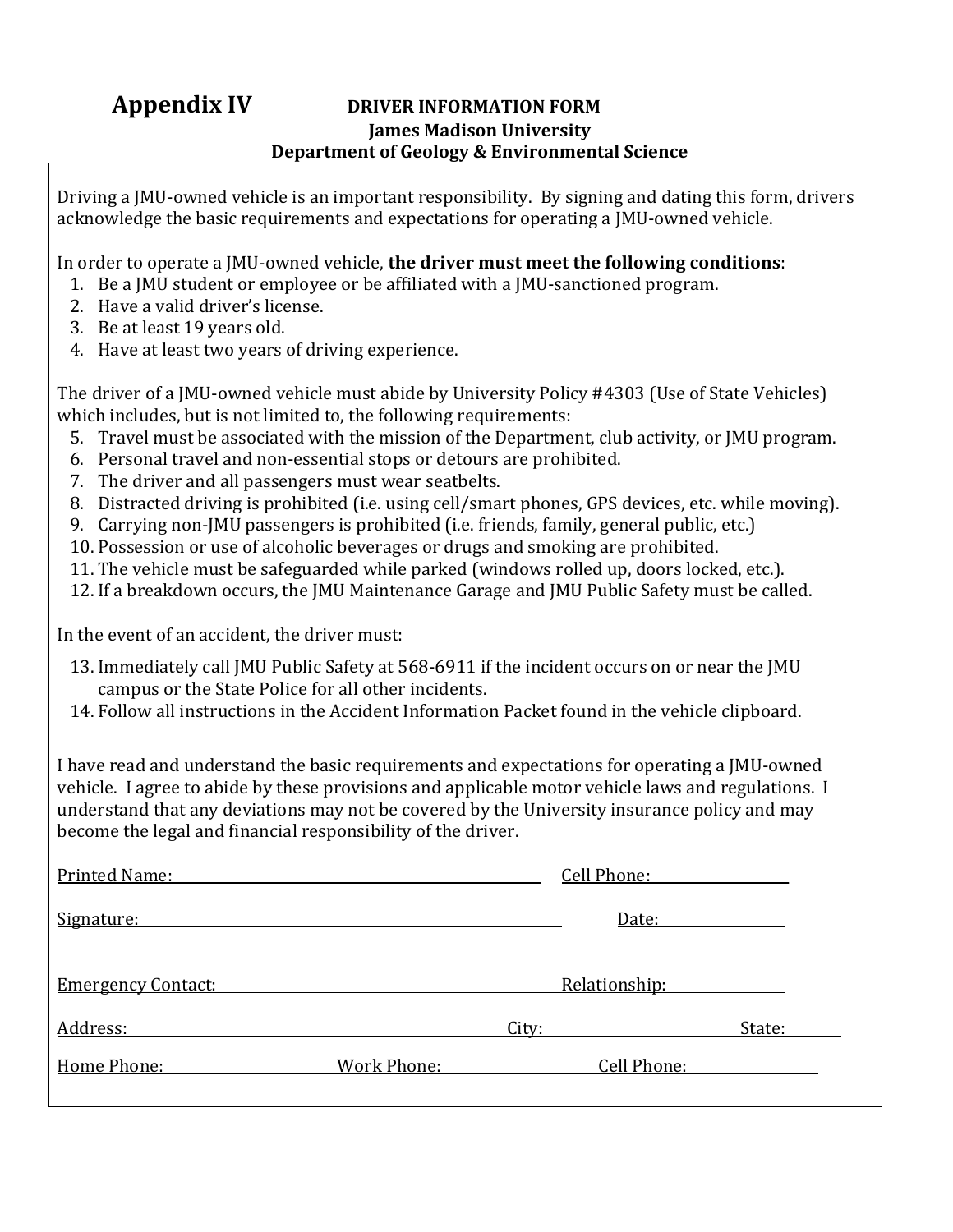## Appendix IV

**DRIVER INFORMATION FORM**
**James Madison University**
**Department of Geology & Environmental Science**

Driving a JMU-owned vehicle is an important responsibility. By signing and dating this form, drivers acknowledge the basic requirements and expectations for operating a JMU-owned vehicle.

In order to operate a JMU-owned vehicle, **the driver must meet the following conditions**:

1. Be a JMU student or employee or be affiliated with a JMU-sanctioned program.
2. Have a valid driver's license.
3. Be at least 19 years old.
4. Have at least two years of driving experience.

The driver of a JMU-owned vehicle must abide by University Policy #4303 (Use of State Vehicles) which includes, but is not limited to, the following requirements:

5. Travel must be associated with the mission of the Department, club activity, or JMU program.
6. Personal travel and non-essential stops or detours are prohibited.
7. The driver and all passengers must wear seatbelts.
8. Distracted driving is prohibited (i.e. using cell/smart phones, GPS devices, etc. while moving).
9. Carrying non-JMU passengers is prohibited (i.e. friends, family, general public, etc.)
10. Possession or use of alcoholic beverages or drugs and smoking are prohibited.
11. The vehicle must be safeguarded while parked (windows rolled up, doors locked, etc.).
12. If a breakdown occurs, the JMU Maintenance Garage and JMU Public Safety must be called.

In the event of an accident, the driver must:

13. Immediately call JMU Public Safety at 568-6911 if the incident occurs on or near the JMU campus or the State Police for all other incidents.
14. Follow all instructions in the Accident Information Packet found in the vehicle clipboard.

I have read and understand the basic requirements and expectations for operating a JMU-owned vehicle. I agree to abide by these provisions and applicable motor vehicle laws and regulations. I understand that any deviations may not be covered by the University insurance policy and may become the legal and financial responsibility of the driver.

Printed Name: ______________________________ Cell Phone: ______________

Signature: ______________________________ Date: ______________

Emergency Contact: ______________________________ Relationship: ______________

Address: ______________________________ City: ______________ State: ________

Home Phone: ______________ Work Phone: ______________ Cell Phone: ______________